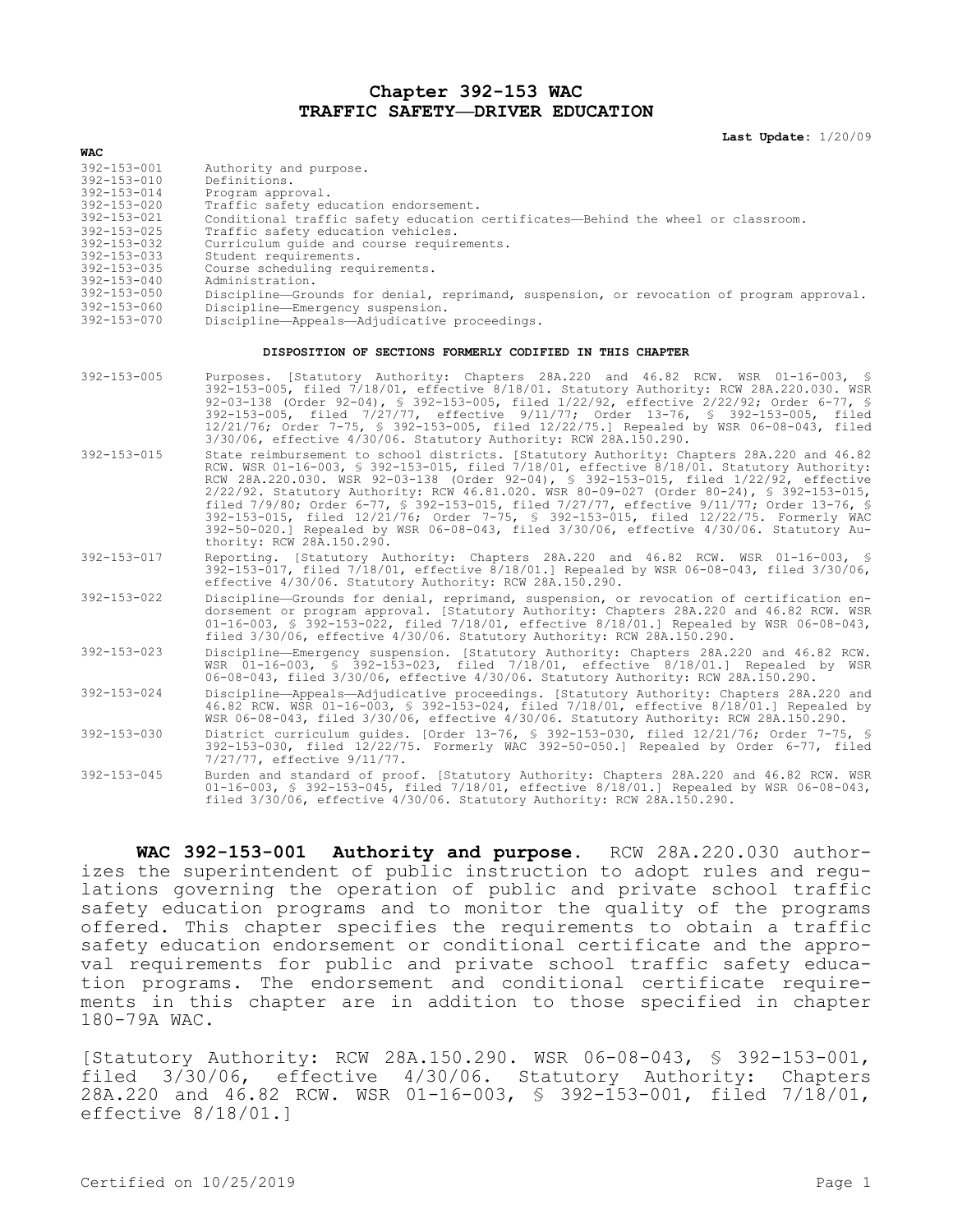# Chapter 392-153 WAC
# TRAFFIC SAFETY—DRIVER EDUCATION

**Last Update:** 1/20/09

**WAC**

| | |
|---|---|
| 392-153-001 | Authority and purpose. |
| 392-153-010 | Definitions. |
| 392-153-014 | Program approval. |
| 392-153-020 | Traffic safety education endorsement. |
| 392-153-021 | Conditional traffic safety education certificates—Behind the wheel or classroom. |
| 392-153-025 | Traffic safety education vehicles. |
| 392-153-032 | Curriculum guide and course requirements. |
| 392-153-033 | Student requirements. |
| 392-153-035 | Course scheduling requirements. |
| 392-153-040 | Administration. |
| 392-153-050 | Discipline—Grounds for denial, reprimand, suspension, or revocation of program approval. |
| 392-153-060 | Discipline—Emergency suspension. |
| 392-153-070 | Discipline—Appeals—Adjudicative proceedings. |

**DISPOSITION OF SECTIONS FORMERLY CODIFIED IN THIS CHAPTER**

| | |
|---|---|
| 392-153-005 | Purposes. [Statutory Authority: Chapters 28A.220 and 46.82 RCW. WSR 01-16-003, § 392-153-005, filed 7/18/01, effective 8/18/01. Statutory Authority: RCW 28A.220.030. WSR 92-03-138 (Order 92-04), § 392-153-005, filed 1/22/92, effective 2/22/92; Order 6-77, § 392-153-005, filed 7/27/77, effective 9/11/77; Order 13-76, § 392-153-005, filed 12/21/76; Order 7-75, § 392-153-005, filed 12/22/75.] Repealed by WSR 06-08-043, filed 3/30/06, effective 4/30/06. Statutory Authority: RCW 28A.150.290. |
| 392-153-015 | State reimbursement to school districts. [Statutory Authority: Chapters 28A.220 and 46.82 RCW. WSR 01-16-003, § 392-153-015, filed 7/18/01, effective 8/18/01. Statutory Authority: RCW 28A.220.030. WSR 92-03-138 (Order 92-04), § 392-153-015, filed 1/22/92, effective 2/22/92. Statutory Authority: RCW 46.81.020. WSR 80-09-027 (Order 80-24), § 392-153-015, filed 7/9/80; Order 6-77, § 392-153-015, filed 7/27/77, effective 9/11/77; Order 13-76, § 392-153-015, filed 12/21/76; Order 7-75, § 392-153-015, filed 12/22/75. Formerly WAC 392-50-020.] Repealed by WSR 06-08-043, filed 3/30/06, effective 4/30/06. Statutory Authority: RCW 28A.150.290. |
| 392-153-017 | Reporting. [Statutory Authority: Chapters 28A.220 and 46.82 RCW. WSR 01-16-003, § 392-153-017, filed 7/18/01, effective 8/18/01.] Repealed by WSR 06-08-043, filed 3/30/06, effective 4/30/06. Statutory Authority: RCW 28A.150.290. |
| 392-153-022 | Discipline—Grounds for denial, reprimand, suspension, or revocation of certification endorsement or program approval. [Statutory Authority: Chapters 28A.220 and 46.82 RCW. WSR 01-16-003, § 392-153-022, filed 7/18/01, effective 8/18/01.] Repealed by WSR 06-08-043, filed 3/30/06, effective 4/30/06. Statutory Authority: RCW 28A.150.290. |
| 392-153-023 | Discipline—Emergency suspension. [Statutory Authority: Chapters 28A.220 and 46.82 RCW. WSR 01-16-003, § 392-153-023, filed 7/18/01, effective 8/18/01.] Repealed by WSR 06-08-043, filed 3/30/06, effective 4/30/06. Statutory Authority: RCW 28A.150.290. |
| 392-153-024 | Discipline—Appeals—Adjudicative proceedings. [Statutory Authority: Chapters 28A.220 and 46.82 RCW. WSR 01-16-003, § 392-153-024, filed 7/18/01, effective 8/18/01.] Repealed by WSR 06-08-043, filed 3/30/06, effective 4/30/06. Statutory Authority: RCW 28A.150.290. |
| 392-153-030 | District curriculum guides. [Order 13-76, § 392-153-030, filed 12/21/76; Order 7-75, § 392-153-030, filed 12/22/75. Formerly WAC 392-50-050.] Repealed by Order 6-77, filed 7/27/77, effective 9/11/77. |
| 392-153-045 | Burden and standard of proof. [Statutory Authority: Chapters 28A.220 and 46.82 RCW. WSR 01-16-003, § 392-153-045, filed 7/18/01, effective 8/18/01.] Repealed by WSR 06-08-043, filed 3/30/06, effective 4/30/06. Statutory Authority: RCW 28A.150.290. |

**WAC 392-153-001 Authority and purpose.** RCW 28A.220.030 authorizes the superintendent of public instruction to adopt rules and regulations governing the operation of public and private school traffic safety education programs and to monitor the quality of the programs offered. This chapter specifies the requirements to obtain a traffic safety education endorsement or conditional certificate and the approval requirements for public and private school traffic safety education programs. The endorsement and conditional certificate requirements in this chapter are in addition to those specified in chapter 180-79A WAC.

[Statutory Authority: RCW 28A.150.290. WSR 06-08-043, § 392-153-001, filed 3/30/06, effective 4/30/06. Statutory Authority: Chapters 28A.220 and 46.82 RCW. WSR 01-16-003, § 392-153-001, filed 7/18/01, effective 8/18/01.]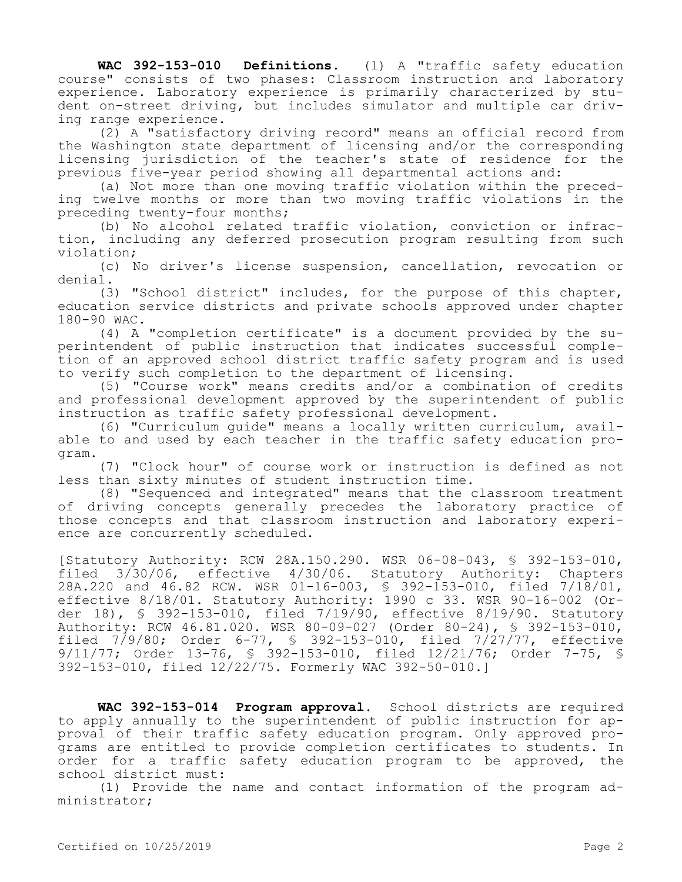**WAC 392-153-010 Definitions.** (1) A "traffic safety education course" consists of two phases: Classroom instruction and laboratory experience. Laboratory experience is primarily characterized by student on-street driving, but includes simulator and multiple car driving range experience.

(2) A "satisfactory driving record" means an official record from the Washington state department of licensing and/or the corresponding licensing jurisdiction of the teacher's state of residence for the previous five-year period showing all departmental actions and:

(a) Not more than one moving traffic violation within the preceding twelve months or more than two moving traffic violations in the preceding twenty-four months;

(b) No alcohol related traffic violation, conviction or infraction, including any deferred prosecution program resulting from such violation;

(c) No driver's license suspension, cancellation, revocation or denial.

(3) "School district" includes, for the purpose of this chapter, education service districts and private schools approved under chapter 180-90 WAC.

(4) A "completion certificate" is a document provided by the superintendent of public instruction that indicates successful completion of an approved school district traffic safety program and is used to verify such completion to the department of licensing.

(5) "Course work" means credits and/or a combination of credits and professional development approved by the superintendent of public instruction as traffic safety professional development.

(6) "Curriculum guide" means a locally written curriculum, available to and used by each teacher in the traffic safety education program.

(7) "Clock hour" of course work or instruction is defined as not less than sixty minutes of student instruction time.

(8) "Sequenced and integrated" means that the classroom treatment of driving concepts generally precedes the laboratory practice of those concepts and that classroom instruction and laboratory experience are concurrently scheduled.

[Statutory Authority: RCW 28A.150.290. WSR 06-08-043, § 392-153-010, filed 3/30/06, effective 4/30/06. Statutory Authority: Chapters 28A.220 and 46.82 RCW. WSR 01-16-003, § 392-153-010, filed 7/18/01, effective 8/18/01. Statutory Authority: 1990 c 33. WSR 90-16-002 (Order 18), § 392-153-010, filed 7/19/90, effective 8/19/90. Statutory Authority: RCW 46.81.020. WSR 80-09-027 (Order 80-24), § 392-153-010, filed 7/9/80; Order 6-77, § 392-153-010, filed 7/27/77, effective 9/11/77; Order 13-76, § 392-153-010, filed 12/21/76; Order 7-75, § 392-153-010, filed 12/22/75. Formerly WAC 392-50-010.]

**WAC 392-153-014 Program approval.** School districts are required to apply annually to the superintendent of public instruction for approval of their traffic safety education program. Only approved programs are entitled to provide completion certificates to students. In order for a traffic safety education program to be approved, the school district must:

(1) Provide the name and contact information of the program administrator;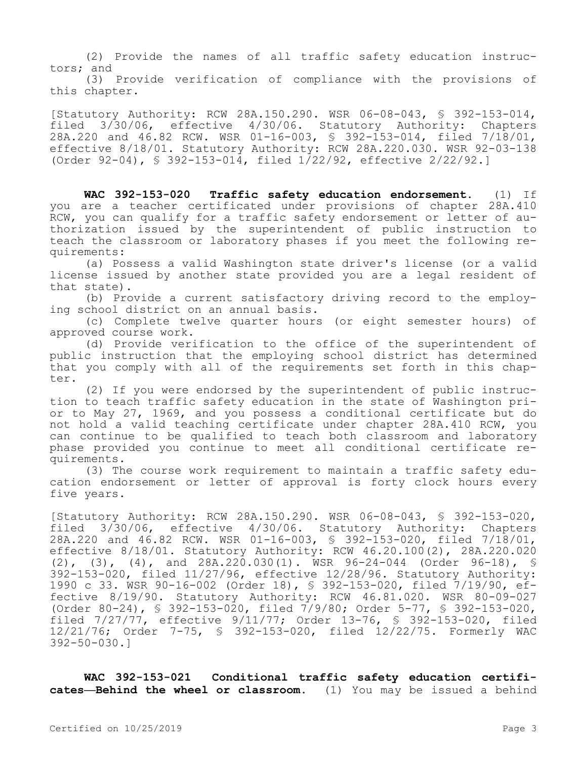(2) Provide the names of all traffic safety education instructors; and

(3) Provide verification of compliance with the provisions of this chapter.

[Statutory Authority: RCW 28A.150.290. WSR 06-08-043, § 392-153-014, filed 3/30/06, effective 4/30/06. Statutory Authority: Chapters 28A.220 and 46.82 RCW. WSR 01-16-003, § 392-153-014, filed 7/18/01, effective 8/18/01. Statutory Authority: RCW 28A.220.030. WSR 92-03-138 (Order 92-04), § 392-153-014, filed 1/22/92, effective 2/22/92.]

**WAC 392-153-020 Traffic safety education endorsement.** (1) If you are a teacher certificated under provisions of chapter 28A.410 RCW, you can qualify for a traffic safety endorsement or letter of authorization issued by the superintendent of public instruction to teach the classroom or laboratory phases if you meet the following requirements:

(a) Possess a valid Washington state driver's license (or a valid license issued by another state provided you are a legal resident of that state).

(b) Provide a current satisfactory driving record to the employing school district on an annual basis.

(c) Complete twelve quarter hours (or eight semester hours) of approved course work.

(d) Provide verification to the office of the superintendent of public instruction that the employing school district has determined that you comply with all of the requirements set forth in this chapter.

(2) If you were endorsed by the superintendent of public instruction to teach traffic safety education in the state of Washington prior to May 27, 1969, and you possess a conditional certificate but do not hold a valid teaching certificate under chapter 28A.410 RCW, you can continue to be qualified to teach both classroom and laboratory phase provided you continue to meet all conditional certificate requirements.

(3) The course work requirement to maintain a traffic safety education endorsement or letter of approval is forty clock hours every five years.

[Statutory Authority: RCW 28A.150.290. WSR 06-08-043, § 392-153-020, filed 3/30/06, effective 4/30/06. Statutory Authority: Chapters 28A.220 and 46.82 RCW. WSR 01-16-003, § 392-153-020, filed 7/18/01, effective 8/18/01. Statutory Authority: RCW 46.20.100(2), 28A.220.020 (2), (3), (4), and 28A.220.030(1). WSR 96-24-044 (Order 96-18), § 392-153-020, filed 11/27/96, effective 12/28/96. Statutory Authority: 1990 c 33. WSR 90-16-002 (Order 18), § 392-153-020, filed 7/19/90, effective 8/19/90. Statutory Authority: RCW 46.81.020. WSR 80-09-027 (Order 80-24), § 392-153-020, filed 7/9/80; Order 5-77, § 392-153-020, filed 7/27/77, effective 9/11/77; Order 13-76, § 392-153-020, filed 12/21/76; Order 7-75, § 392-153-020, filed 12/22/75. Formerly WAC 392-50-030.]

**WAC 392-153-021 Conditional traffic safety education certificates—Behind the wheel or classroom.** (1) You may be issued a behind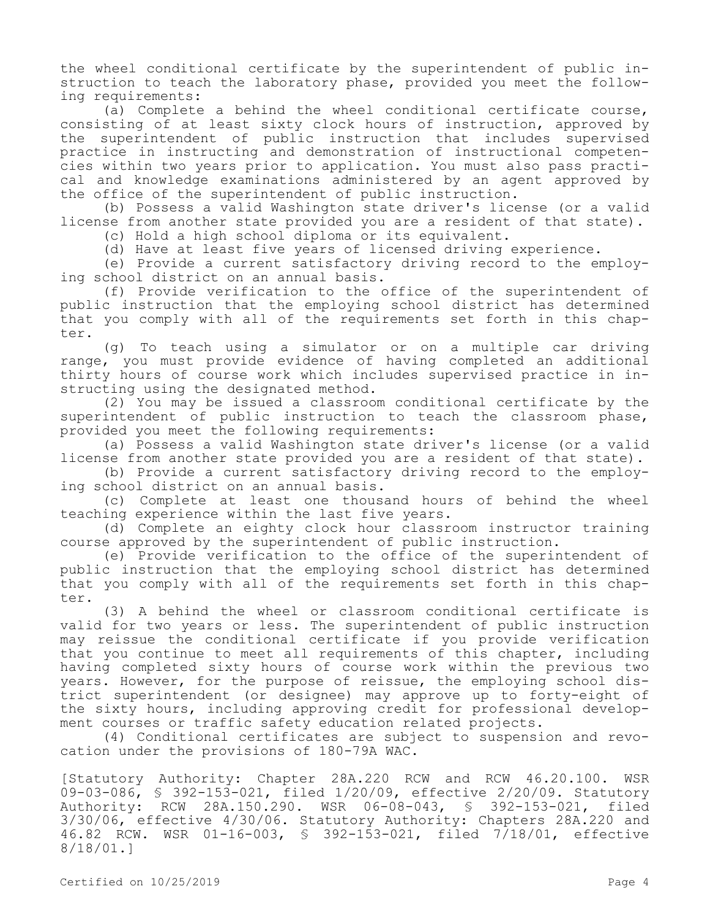the wheel conditional certificate by the superintendent of public instruction to teach the laboratory phase, provided you meet the following requirements:

(a) Complete a behind the wheel conditional certificate course, consisting of at least sixty clock hours of instruction, approved by the superintendent of public instruction that includes supervised practice in instructing and demonstration of instructional competencies within two years prior to application. You must also pass practical and knowledge examinations administered by an agent approved by the office of the superintendent of public instruction.

(b) Possess a valid Washington state driver's license (or a valid license from another state provided you are a resident of that state).

(c) Hold a high school diploma or its equivalent.

(d) Have at least five years of licensed driving experience.

(e) Provide a current satisfactory driving record to the employing school district on an annual basis.

(f) Provide verification to the office of the superintendent of public instruction that the employing school district has determined that you comply with all of the requirements set forth in this chapter.

(g) To teach using a simulator or on a multiple car driving range, you must provide evidence of having completed an additional thirty hours of course work which includes supervised practice in instructing using the designated method.

(2) You may be issued a classroom conditional certificate by the superintendent of public instruction to teach the classroom phase, provided you meet the following requirements:

(a) Possess a valid Washington state driver's license (or a valid license from another state provided you are a resident of that state).

(b) Provide a current satisfactory driving record to the employing school district on an annual basis.

(c) Complete at least one thousand hours of behind the wheel teaching experience within the last five years.

(d) Complete an eighty clock hour classroom instructor training course approved by the superintendent of public instruction.

(e) Provide verification to the office of the superintendent of public instruction that the employing school district has determined that you comply with all of the requirements set forth in this chapter.

(3) A behind the wheel or classroom conditional certificate is valid for two years or less. The superintendent of public instruction may reissue the conditional certificate if you provide verification that you continue to meet all requirements of this chapter, including having completed sixty hours of course work within the previous two years. However, for the purpose of reissue, the employing school district superintendent (or designee) may approve up to forty-eight of the sixty hours, including approving credit for professional development courses or traffic safety education related projects.

(4) Conditional certificates are subject to suspension and revocation under the provisions of 180-79A WAC.

[Statutory Authority: Chapter 28A.220 RCW and RCW 46.20.100. WSR 09-03-086, § 392-153-021, filed 1/20/09, effective 2/20/09. Statutory Authority: RCW 28A.150.290. WSR 06-08-043, § 392-153-021, filed 3/30/06, effective 4/30/06. Statutory Authority: Chapters 28A.220 and 46.82 RCW. WSR 01-16-003, § 392-153-021, filed 7/18/01, effective 8/18/01.]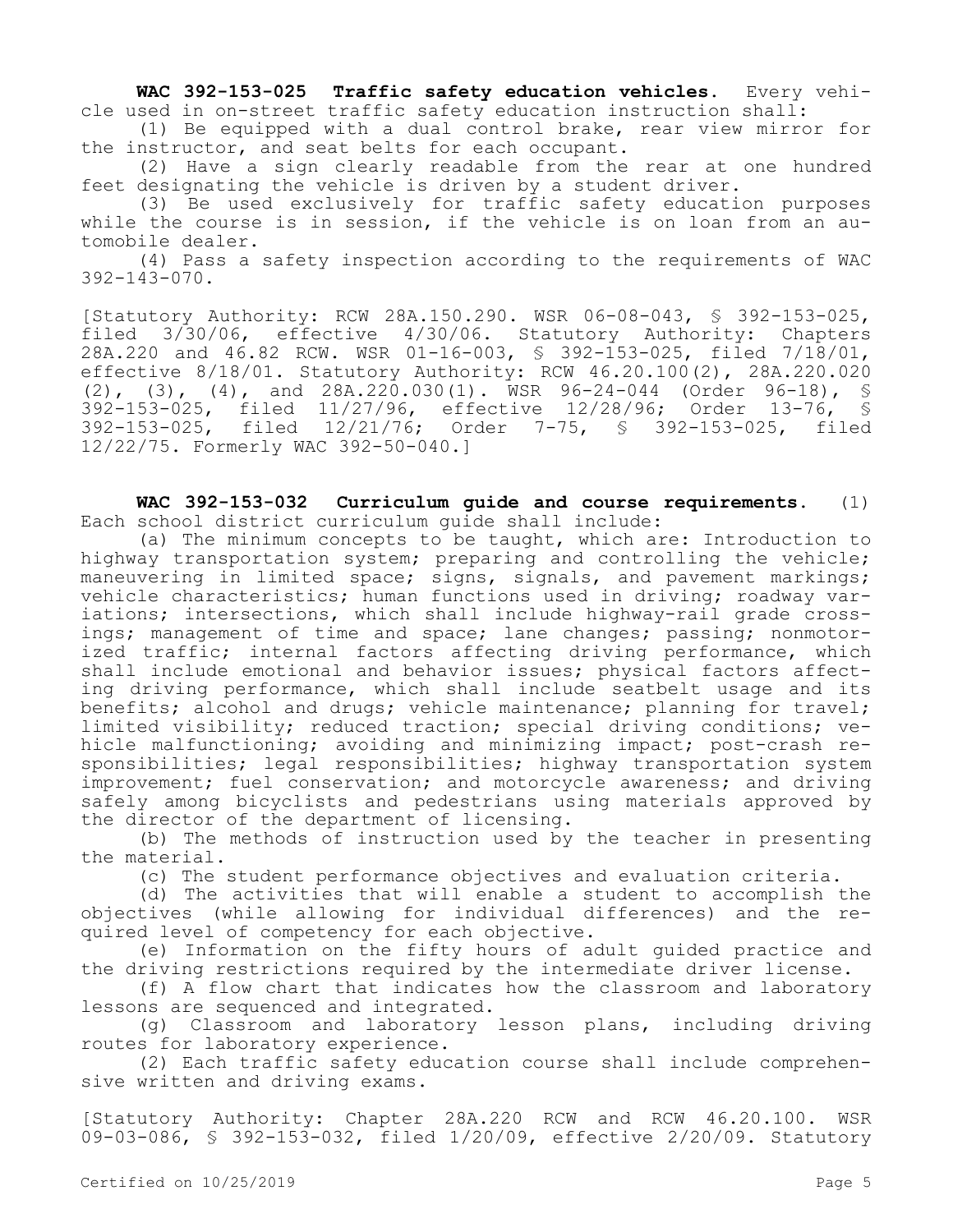**WAC 392-153-025 Traffic safety education vehicles.** Every vehicle used in on-street traffic safety education instruction shall:

(1) Be equipped with a dual control brake, rear view mirror for the instructor, and seat belts for each occupant.

(2) Have a sign clearly readable from the rear at one hundred feet designating the vehicle is driven by a student driver.

(3) Be used exclusively for traffic safety education purposes while the course is in session, if the vehicle is on loan from an automobile dealer.

(4) Pass a safety inspection according to the requirements of WAC 392-143-070.

[Statutory Authority: RCW 28A.150.290. WSR 06-08-043, § 392-153-025, filed 3/30/06, effective 4/30/06. Statutory Authority: Chapters 28A.220 and 46.82 RCW. WSR 01-16-003, § 392-153-025, filed 7/18/01, effective 8/18/01. Statutory Authority: RCW 46.20.100(2), 28A.220.020 (2), (3), (4), and 28A.220.030(1). WSR 96-24-044 (Order 96-18), § 392-153-025, filed 11/27/96, effective 12/28/96; Order 13-76, § 392-153-025, filed 12/21/76; Order 7-75, § 392-153-025, filed 12/22/75. Formerly WAC 392-50-040.]

**WAC 392-153-032 Curriculum guide and course requirements.** (1) Each school district curriculum guide shall include:

(a) The minimum concepts to be taught, which are: Introduction to highway transportation system; preparing and controlling the vehicle; maneuvering in limited space; signs, signals, and pavement markings; vehicle characteristics; human functions used in driving; roadway variations; intersections, which shall include highway-rail grade crossings; management of time and space; lane changes; passing; nonmotorized traffic; internal factors affecting driving performance, which shall include emotional and behavior issues; physical factors affecting driving performance, which shall include seatbelt usage and its benefits; alcohol and drugs; vehicle maintenance; planning for travel; limited visibility; reduced traction; special driving conditions; vehicle malfunctioning; avoiding and minimizing impact; post-crash responsibilities; legal responsibilities; highway transportation system improvement; fuel conservation; and motorcycle awareness; and driving safely among bicyclists and pedestrians using materials approved by the director of the department of licensing.

(b) The methods of instruction used by the teacher in presenting the material.

(c) The student performance objectives and evaluation criteria.

(d) The activities that will enable a student to accomplish the objectives (while allowing for individual differences) and the required level of competency for each objective.

(e) Information on the fifty hours of adult guided practice and the driving restrictions required by the intermediate driver license.

(f) A flow chart that indicates how the classroom and laboratory lessons are sequenced and integrated.

(g) Classroom and laboratory lesson plans, including driving routes for laboratory experience.

(2) Each traffic safety education course shall include comprehensive written and driving exams.

[Statutory Authority: Chapter 28A.220 RCW and RCW 46.20.100. WSR 09-03-086, § 392-153-032, filed 1/20/09, effective 2/20/09. Statutory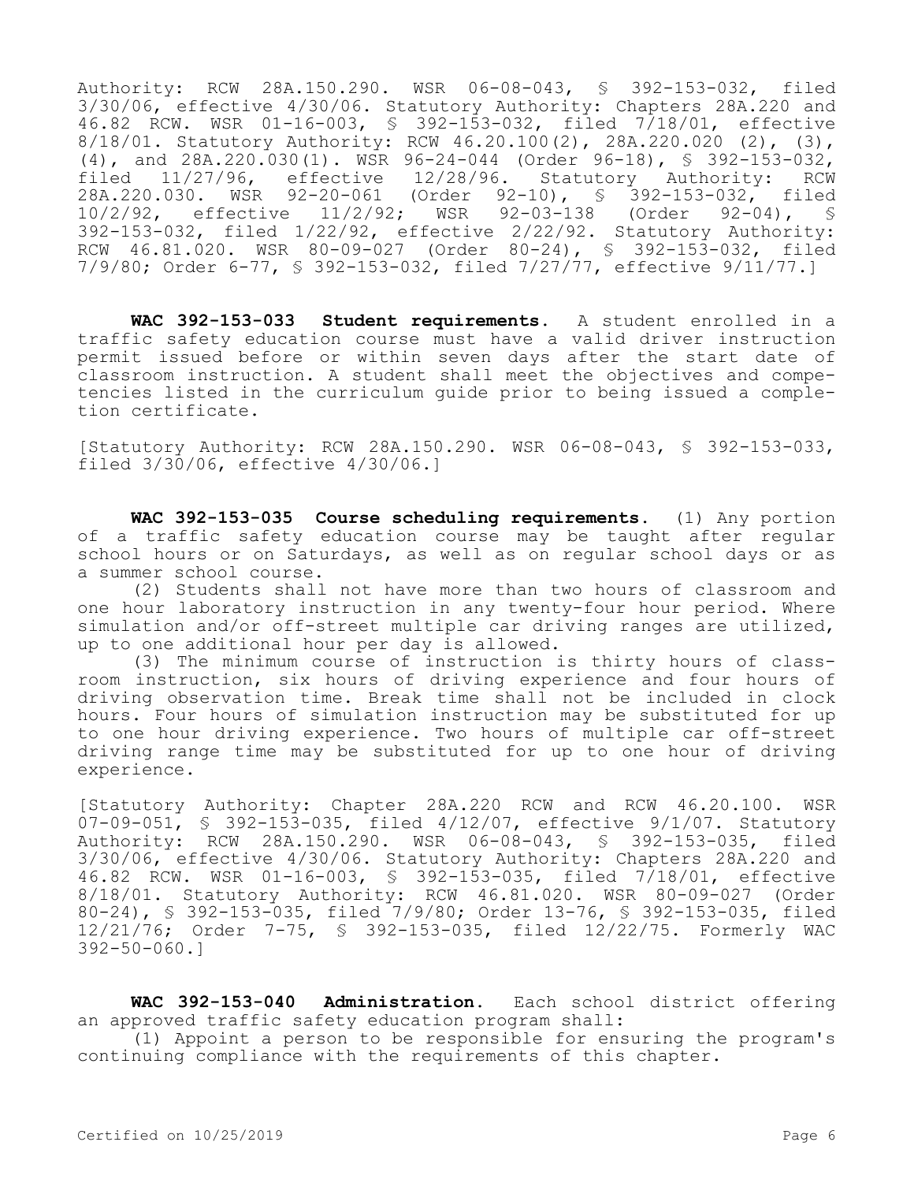Authority: RCW 28A.150.290. WSR 06-08-043, § 392-153-032, filed 3/30/06, effective 4/30/06. Statutory Authority: Chapters 28A.220 and 46.82 RCW. WSR 01-16-003, § 392-153-032, filed 7/18/01, effective 8/18/01. Statutory Authority: RCW 46.20.100(2), 28A.220.020 (2), (3), (4), and 28A.220.030(1). WSR 96-24-044 (Order 96-18), § 392-153-032, filed 11/27/96, effective 12/28/96. Statutory Authority: RCW 28A.220.030. WSR 92-20-061 (Order 92-10), § 392-153-032, filed 10/2/92, effective 11/2/92; WSR 92-03-138 (Order 92-04), § 392-153-032, filed 1/22/92, effective 2/22/92. Statutory Authority: RCW 46.81.020. WSR 80-09-027 (Order 80-24), § 392-153-032, filed 7/9/80; Order 6-77, § 392-153-032, filed 7/27/77, effective 9/11/77.]

**WAC 392-153-033 Student requirements.** A student enrolled in a traffic safety education course must have a valid driver instruction permit issued before or within seven days after the start date of classroom instruction. A student shall meet the objectives and competencies listed in the curriculum guide prior to being issued a completion certificate.

[Statutory Authority: RCW 28A.150.290. WSR 06-08-043, § 392-153-033, filed 3/30/06, effective 4/30/06.]

**WAC 392-153-035 Course scheduling requirements.** (1) Any portion of a traffic safety education course may be taught after regular school hours or on Saturdays, as well as on regular school days or as a summer school course.

(2) Students shall not have more than two hours of classroom and one hour laboratory instruction in any twenty-four hour period. Where simulation and/or off-street multiple car driving ranges are utilized, up to one additional hour per day is allowed.

(3) The minimum course of instruction is thirty hours of classroom instruction, six hours of driving experience and four hours of driving observation time. Break time shall not be included in clock hours. Four hours of simulation instruction may be substituted for up to one hour driving experience. Two hours of multiple car off-street driving range time may be substituted for up to one hour of driving experience.

[Statutory Authority: Chapter 28A.220 RCW and RCW 46.20.100. WSR 07-09-051, § 392-153-035, filed 4/12/07, effective 9/1/07. Statutory Authority: RCW 28A.150.290. WSR 06-08-043, § 392-153-035, filed 3/30/06, effective 4/30/06. Statutory Authority: Chapters 28A.220 and 46.82 RCW. WSR 01-16-003, § 392-153-035, filed 7/18/01, effective 8/18/01. Statutory Authority: RCW 46.81.020. WSR 80-09-027 (Order 80-24), § 392-153-035, filed 7/9/80; Order 13-76, § 392-153-035, filed 12/21/76; Order 7-75, § 392-153-035, filed 12/22/75. Formerly WAC 392-50-060.]

**WAC 392-153-040 Administration.** Each school district offering an approved traffic safety education program shall:

(1) Appoint a person to be responsible for ensuring the program's continuing compliance with the requirements of this chapter.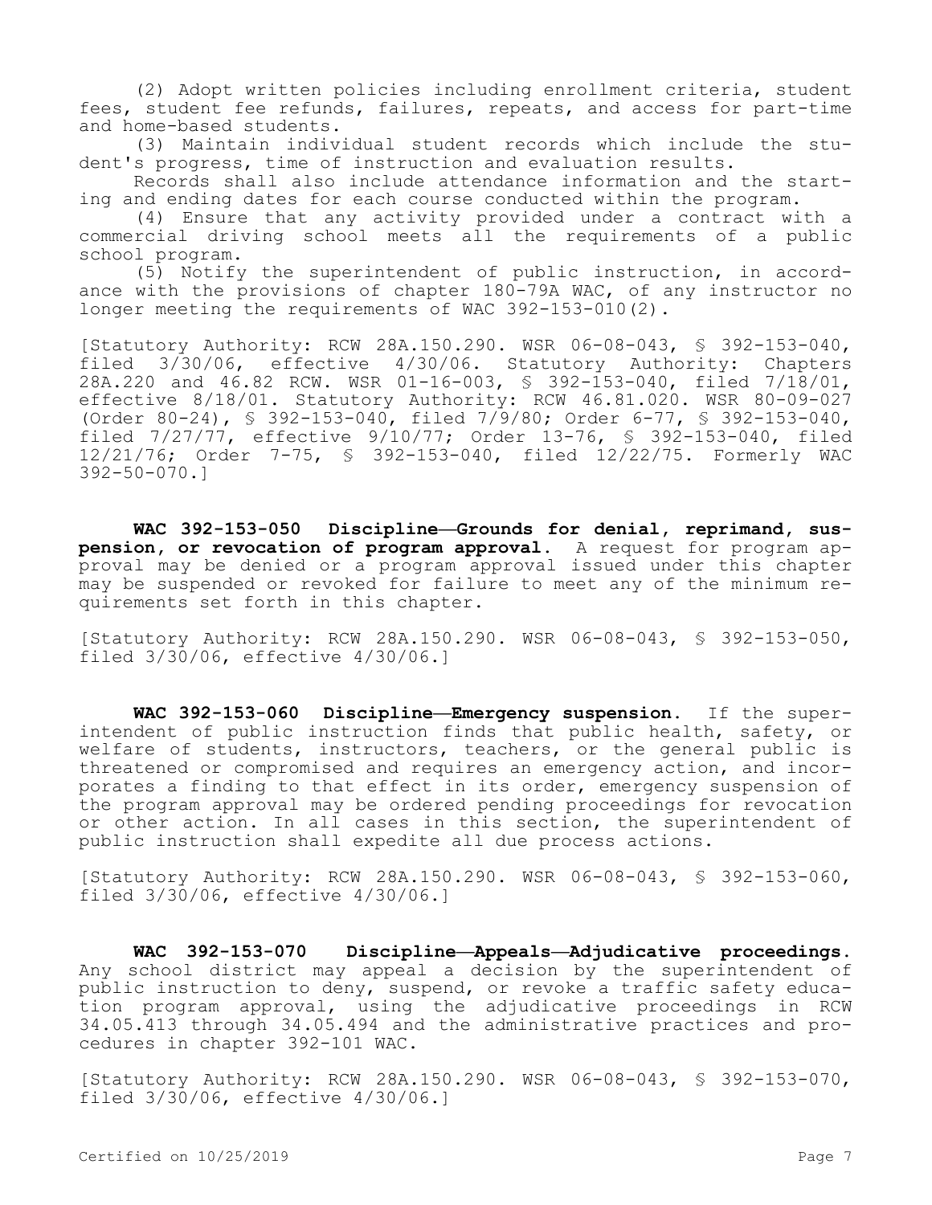(2) Adopt written policies including enrollment criteria, student fees, student fee refunds, failures, repeats, and access for part-time and home-based students.

(3) Maintain individual student records which include the student's progress, time of instruction and evaluation results.

Records shall also include attendance information and the starting and ending dates for each course conducted within the program.

(4) Ensure that any activity provided under a contract with a commercial driving school meets all the requirements of a public school program.

(5) Notify the superintendent of public instruction, in accordance with the provisions of chapter 180-79A WAC, of any instructor no longer meeting the requirements of WAC 392-153-010(2).

[Statutory Authority: RCW 28A.150.290. WSR 06-08-043, § 392-153-040, filed 3/30/06, effective 4/30/06. Statutory Authority: Chapters 28A.220 and 46.82 RCW. WSR 01-16-003, § 392-153-040, filed 7/18/01, effective 8/18/01. Statutory Authority: RCW 46.81.020. WSR 80-09-027 (Order 80-24), § 392-153-040, filed 7/9/80; Order 6-77, § 392-153-040, filed 7/27/77, effective 9/10/77; Order 13-76, § 392-153-040, filed 12/21/76; Order 7-75, § 392-153-040, filed 12/22/75. Formerly WAC 392-50-070.]

**WAC 392-153-050 Discipline—Grounds for denial, reprimand, suspension, or revocation of program approval.** A request for program approval may be denied or a program approval issued under this chapter may be suspended or revoked for failure to meet any of the minimum requirements set forth in this chapter.

[Statutory Authority: RCW 28A.150.290. WSR 06-08-043, § 392-153-050, filed 3/30/06, effective 4/30/06.]

**WAC 392-153-060 Discipline—Emergency suspension.** If the superintendent of public instruction finds that public health, safety, or welfare of students, instructors, teachers, or the general public is threatened or compromised and requires an emergency action, and incorporates a finding to that effect in its order, emergency suspension of the program approval may be ordered pending proceedings for revocation or other action. In all cases in this section, the superintendent of public instruction shall expedite all due process actions.

[Statutory Authority: RCW 28A.150.290. WSR 06-08-043, § 392-153-060, filed 3/30/06, effective 4/30/06.]

**WAC 392-153-070 Discipline—Appeals—Adjudicative proceedings.** Any school district may appeal a decision by the superintendent of public instruction to deny, suspend, or revoke a traffic safety education program approval, using the adjudicative proceedings in RCW 34.05.413 through 34.05.494 and the administrative practices and procedures in chapter 392-101 WAC.

[Statutory Authority: RCW 28A.150.290. WSR 06-08-043, § 392-153-070, filed 3/30/06, effective 4/30/06.]